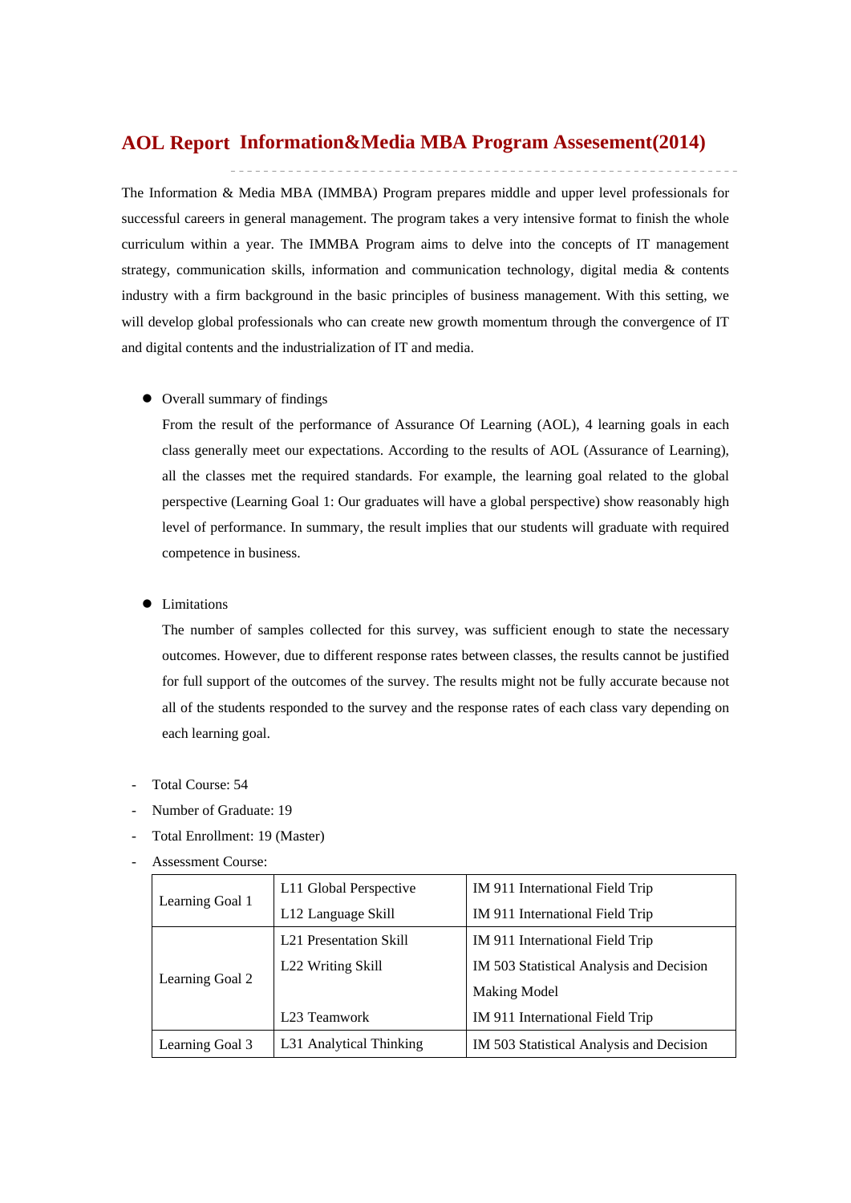# AOL Report Information&Media MBA Program Assesement(2014)

The Information & Media MBA (IMMBA) Program prepares middle and upper level professionals for successful careers in general management. The program takes a very intensive format to finish the whole curriculum within a year. The IMMBA Program aims to delve into the concepts of IT management strategy, communication skills, information and communication technology, digital media & contents industry with a firm background in the basic principles of business management. With this setting, we will develop global professionals who can create new growth momentum through the convergence of IT and digital contents and the industrialization of IT and media.

- Overall summary of findings

  From the result of the performance of Assurance Of Learning (AOL), 4 learning goals in each class generally meet our expectations. According to the results of AOL (Assurance of Learning), all the classes met the required standards. For example, the learning goal related to the global perspective (Learning Goal 1: Our graduates will have a global perspective) show reasonably high level of performance. In summary, the result implies that our students will graduate with required competence in business.

- Limitations

  The number of samples collected for this survey, was sufficient enough to state the necessary outcomes. However, due to different response rates between classes, the results cannot be justified for full support of the outcomes of the survey. The results might not be fully accurate because not all of the students responded to the survey and the response rates of each class vary depending on each learning goal.

- Total Course: 54
- Number of Graduate: 19
- Total Enrollment: 19 (Master)
- Assessment Course:

| | | |
|---|---|---|
| Learning Goal 1 | L11 Global Perspective | IM 911 International Field Trip |
| | L12 Language Skill | IM 911 International Field Trip |
| Learning Goal 2 | L21 Presentation Skill | IM 911 International Field Trip |
| | L22 Writing Skill | IM 503 Statistical Analysis and Decision Making Model |
| | L23 Teamwork | IM 911 International Field Trip |
| Learning Goal 3 | L31 Analytical Thinking | IM 503 Statistical Analysis and Decision |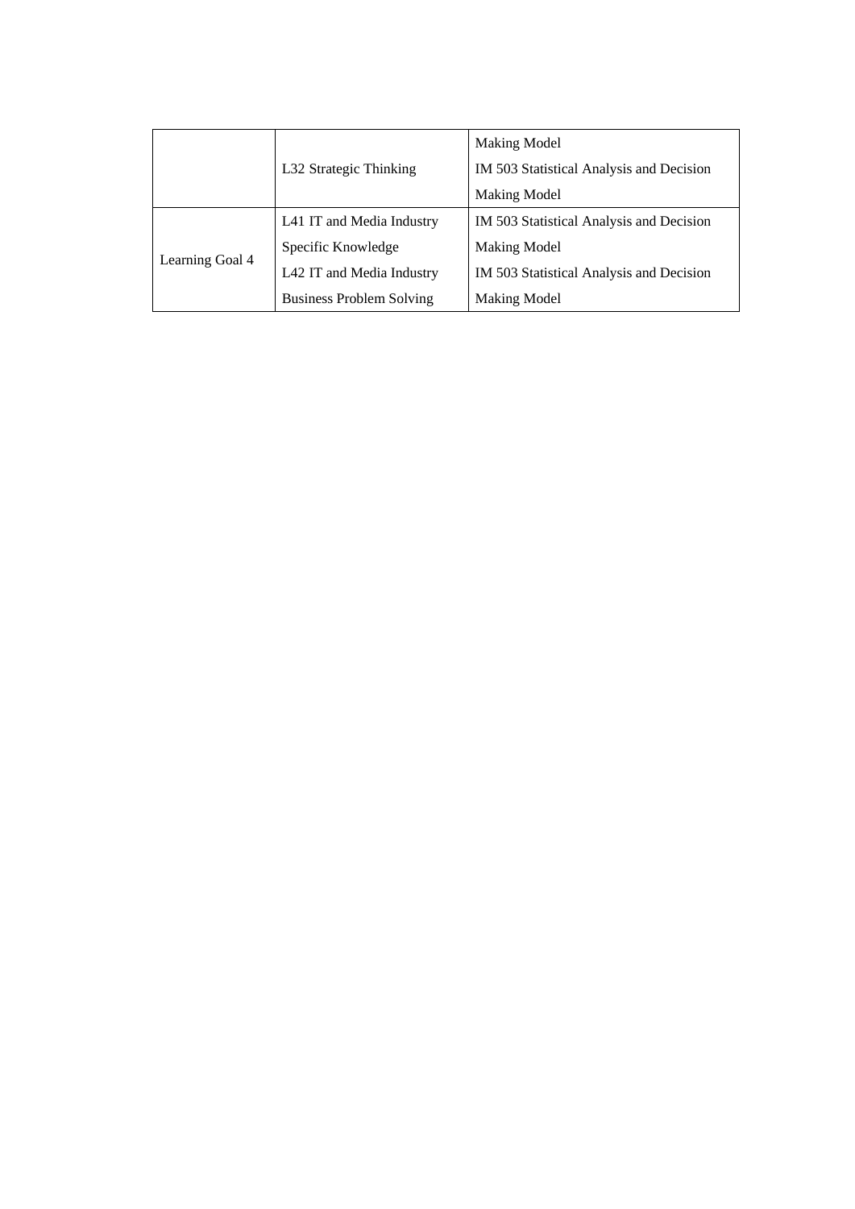| | | |
|---|---|---|
| | | Making Model |
| | L32 Strategic Thinking | IM 503 Statistical Analysis and Decision Making Model |
| Learning Goal 4 | L41 IT and Media Industry Specific Knowledge | IM 503 Statistical Analysis and Decision Making Model |
| | L42 IT and Media Industry Business Problem Solving | IM 503 Statistical Analysis and Decision Making Model |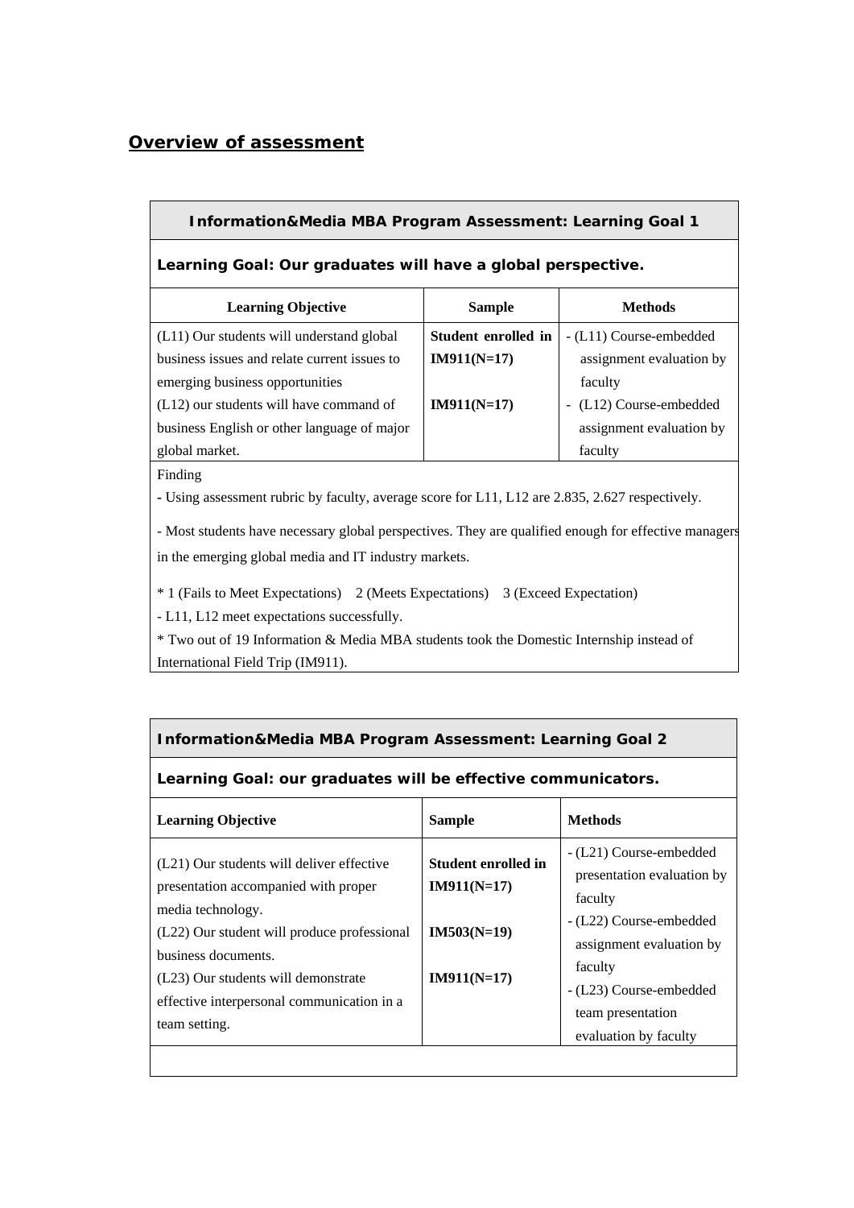## Overview of assessment

| Information&Media MBA Program Assessment: Learning Goal 1 | | |
|---|---|---|
| **Learning Goal: Our graduates will have a global perspective.** | | |
| **Learning Objective** | **Sample** | **Methods** |
| (L11) Our students will understand global business issues and relate current issues to emerging business opportunities<br>(L12) our students will have command of business English or other language of major global market. | **Student enrolled in IM911(N=17)**<br><br>**IM911(N=17)** | - (L11) Course-embedded assignment evaluation by faculty<br>- (L12) Course-embedded assignment evaluation by faculty |
| Finding<br>- Using assessment rubric by faculty, average score for L11, L12 are 2.835, 2.627 respectively.<br>- Most students have necessary global perspectives. They are qualified enough for effective managers in the emerging global media and IT industry markets.<br>* 1 (Fails to Meet Expectations) 2 (Meets Expectations) 3 (Exceed Expectation)<br>- L11, L12 meet expectations successfully.<br>* Two out of 19 Information & Media MBA students took the Domestic Internship instead of International Field Trip (IM911). | | |

| Information&Media MBA Program Assessment: Learning Goal 2 | | |
|---|---|---|
| **Learning Goal: our graduates will be effective communicators.** | | |
| **Learning Objective** | **Sample** | **Methods** |
| (L21) Our students will deliver effective presentation accompanied with proper media technology.<br>(L22) Our student will produce professional business documents.<br>(L23) Our students will demonstrate effective interpersonal communication in a team setting. | **Student enrolled in IM911(N=17)**<br><br>**IM503(N=19)**<br><br>**IM911(N=17)** | - (L21) Course-embedded presentation evaluation by faculty<br>- (L22) Course-embedded assignment evaluation by faculty<br>- (L23) Course-embedded team presentation evaluation by faculty |
| | | |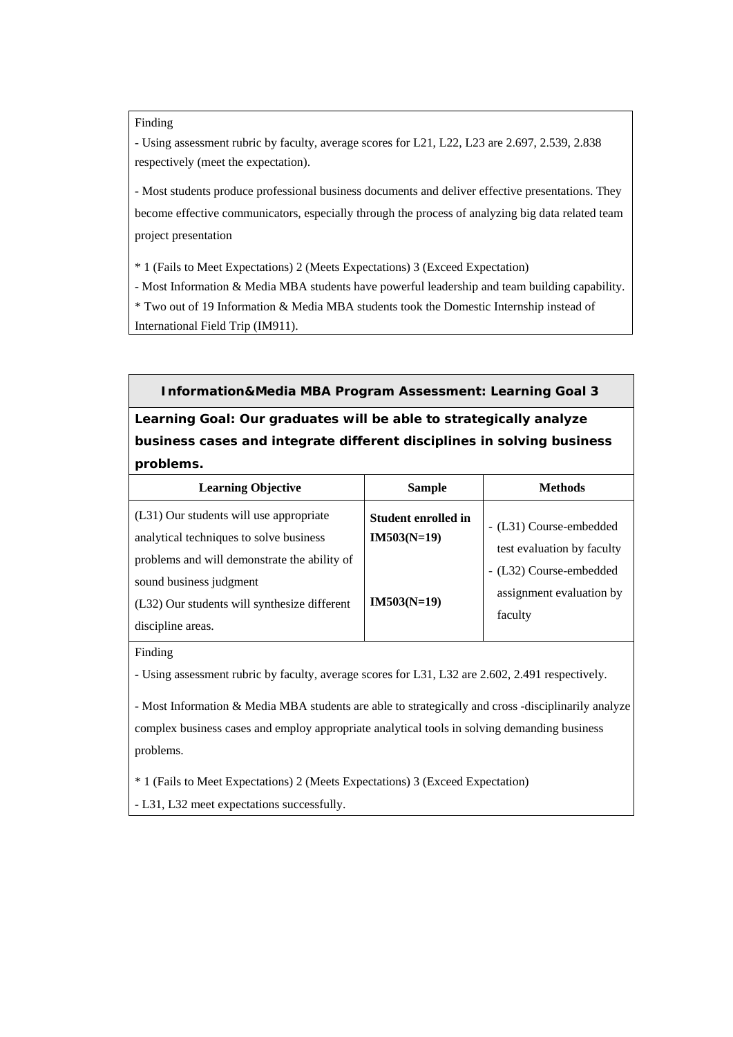Finding

- Using assessment rubric by faculty, average scores for L21, L22, L23 are 2.697, 2.539, 2.838 respectively (meet the expectation).

- Most students produce professional business documents and deliver effective presentations. They become effective communicators, especially through the process of analyzing big data related team project presentation

* 1 (Fails to Meet Expectations) 2 (Meets Expectations) 3 (Exceed Expectation)

- Most Information & Media MBA students have powerful leadership and team building capability.

* Two out of 19 Information & Media MBA students took the Domestic Internship instead of International Field Trip (IM911).

## Information&Media MBA Program Assessment: Learning Goal 3

**Learning Goal: Our graduates will be able to strategically analyze business cases and integrate different disciplines in solving business problems.**

| Learning Objective | Sample | Methods |
|---|---|---|
| (L31) Our students will use appropriate analytical techniques to solve business problems and will demonstrate the ability of sound business judgment | **Student enrolled in IM503(N=19)** | - (L31) Course-embedded test evaluation by faculty |
| (L32) Our students will synthesize different discipline areas. | **IM503(N=19)** | - (L32) Course-embedded assignment evaluation by faculty |

Finding

- Using assessment rubric by faculty, average scores for L31, L32 are 2.602, 2.491 respectively.

- Most Information & Media MBA students are able to strategically and cross -disciplinarily analyze complex business cases and employ appropriate analytical tools in solving demanding business problems.

* 1 (Fails to Meet Expectations) 2 (Meets Expectations) 3 (Exceed Expectation)

- L31, L32 meet expectations successfully.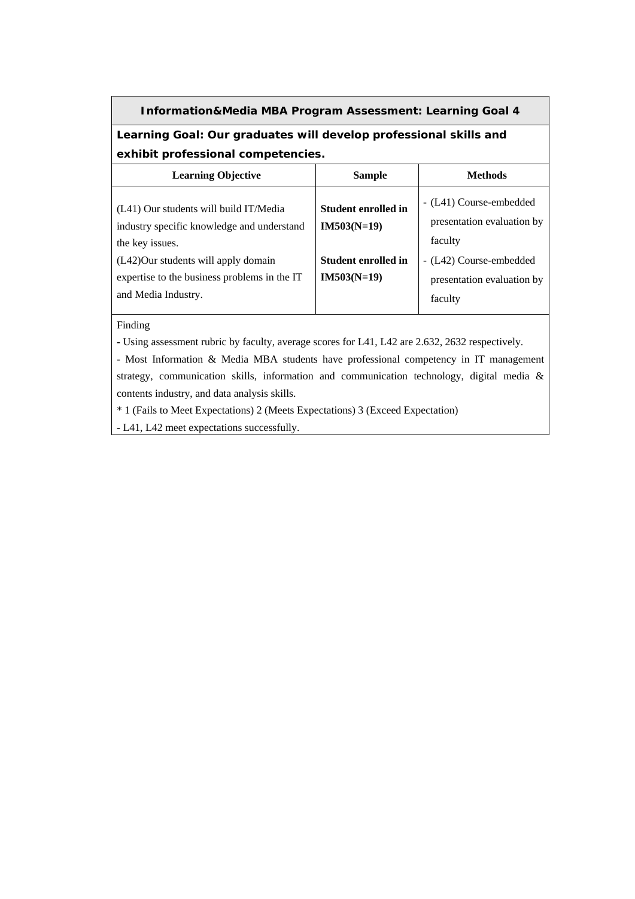**Information&Media MBA Program Assessment: Learning Goal 4**

**Learning Goal: Our graduates will develop professional skills and exhibit professional competencies.**

| Learning Objective | Sample | Methods |
|---|---|---|
| (L41) Our students will build IT/Media industry specific knowledge and understand the key issues.<br>(L42)Our students will apply domain expertise to the business problems in the IT and Media Industry. | **Student enrolled in IM503(N=19)**<br><br>**Student enrolled in IM503(N=19)** | - (L41) Course-embedded presentation evaluation by faculty<br>- (L42) Course-embedded presentation evaluation by faculty |

Finding

- Using assessment rubric by faculty, average scores for L41, L42 are 2.632, 2632 respectively.
- Most Information & Media MBA students have professional competency in IT management strategy, communication skills, information and communication technology, digital media & contents industry, and data analysis skills.

* 1 (Fails to Meet Expectations) 2 (Meets Expectations) 3 (Exceed Expectation)

- L41, L42 meet expectations successfully.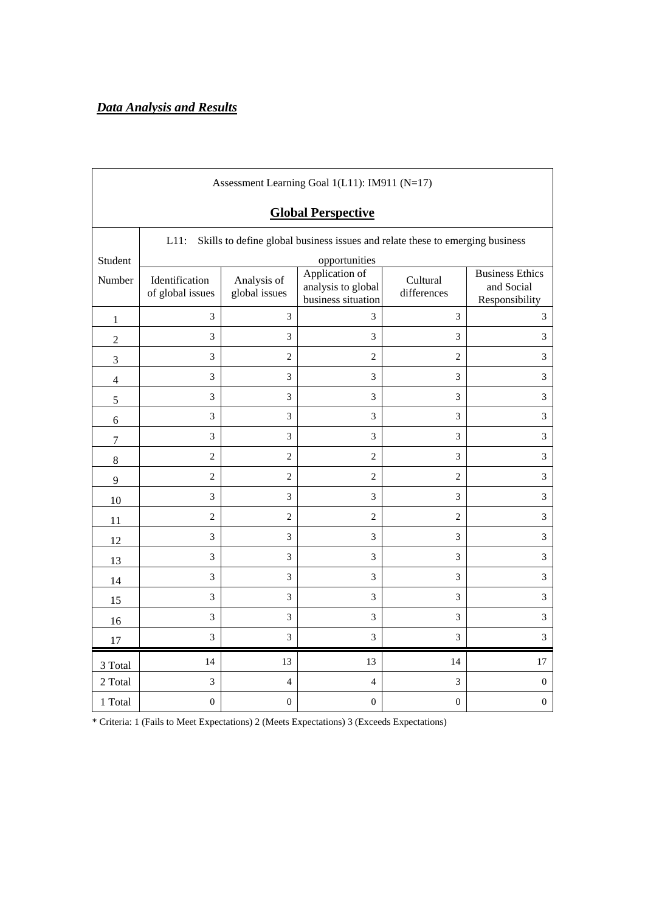***Data Analysis and Results***

| Assessment Learning Goal 1(L11): IM911 (N=17)<br>**Global Perspective** | | | | | |
|---|---|---|---|---|---|
| Student Number | L11: Skills to define global business issues and relate these to emerging business opportunities | | | | |
| | Identification of global issues | Analysis of global issues | Application of analysis to global business situation | Cultural differences | Business Ethics and Social Responsibility |
| 1 | 3 | 3 | 3 | 3 | 3 |
| 2 | 3 | 3 | 3 | 3 | 3 |
| 3 | 3 | 2 | 2 | 2 | 3 |
| 4 | 3 | 3 | 3 | 3 | 3 |
| 5 | 3 | 3 | 3 | 3 | 3 |
| 6 | 3 | 3 | 3 | 3 | 3 |
| 7 | 3 | 3 | 3 | 3 | 3 |
| 8 | 2 | 2 | 2 | 3 | 3 |
| 9 | 2 | 2 | 2 | 2 | 3 |
| 10 | 3 | 3 | 3 | 3 | 3 |
| 11 | 2 | 2 | 2 | 2 | 3 |
| 12 | 3 | 3 | 3 | 3 | 3 |
| 13 | 3 | 3 | 3 | 3 | 3 |
| 14 | 3 | 3 | 3 | 3 | 3 |
| 15 | 3 | 3 | 3 | 3 | 3 |
| 16 | 3 | 3 | 3 | 3 | 3 |
| 17 | 3 | 3 | 3 | 3 | 3 |
| 3 Total | 14 | 13 | 13 | 14 | 17 |
| 2 Total | 3 | 4 | 4 | 3 | 0 |
| 1 Total | 0 | 0 | 0 | 0 | 0 |

* Criteria: 1 (Fails to Meet Expectations) 2 (Meets Expectations) 3 (Exceeds Expectations)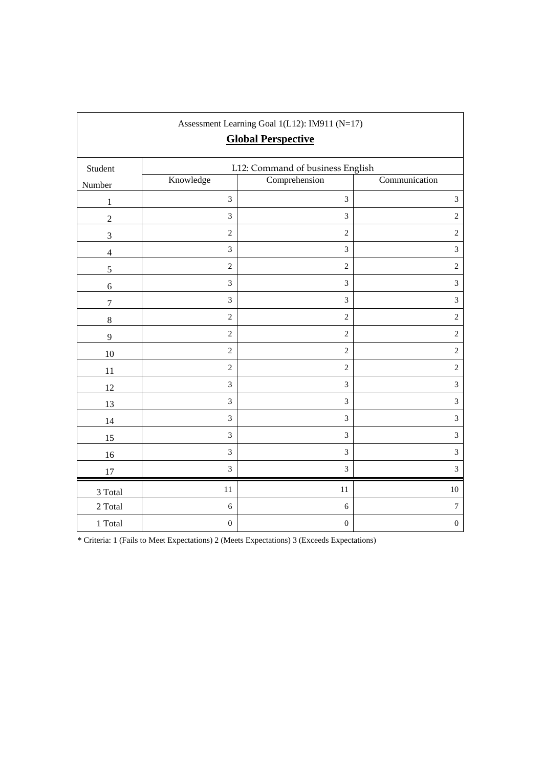| Assessment Learning Goal 1(L12): IM911 (N=17) **Global Perspective** | | | |
|---|---|---|---|
| Student Number | L12: Command of business English | | |
| | Knowledge | Comprehension | Communication |
| 1 | 3 | 3 | 3 |
| 2 | 3 | 3 | 2 |
| 3 | 2 | 2 | 2 |
| 4 | 3 | 3 | 3 |
| 5 | 2 | 2 | 2 |
| 6 | 3 | 3 | 3 |
| 7 | 3 | 3 | 3 |
| 8 | 2 | 2 | 2 |
| 9 | 2 | 2 | 2 |
| 10 | 2 | 2 | 2 |
| 11 | 2 | 2 | 2 |
| 12 | 3 | 3 | 3 |
| 13 | 3 | 3 | 3 |
| 14 | 3 | 3 | 3 |
| 15 | 3 | 3 | 3 |
| 16 | 3 | 3 | 3 |
| 17 | 3 | 3 | 3 |
| 3 Total | 11 | 11 | 10 |
| 2 Total | 6 | 6 | 7 |
| 1 Total | 0 | 0 | 0 |

* Criteria: 1 (Fails to Meet Expectations) 2 (Meets Expectations) 3 (Exceeds Expectations)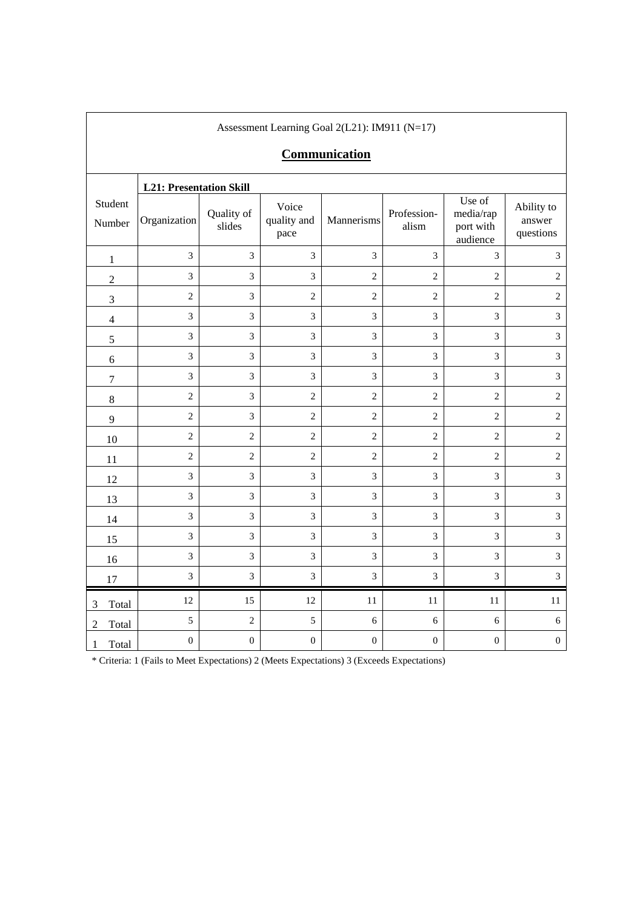Assessment Learning Goal 2(L21): IM911 (N=17)

## Communication

| Student Number | L21: Presentation Skill | | | | | | |
|---|---|---|---|---|---|---|---|
| | Organization | Quality of slides | Voice quality and pace | Mannerisms | Profession-alism | Use of media/rap port with audience | Ability to answer questions |
| 1 | 3 | 3 | 3 | 3 | 3 | 3 | 3 |
| 2 | 3 | 3 | 3 | 2 | 2 | 2 | 2 |
| 3 | 2 | 3 | 2 | 2 | 2 | 2 | 2 |
| 4 | 3 | 3 | 3 | 3 | 3 | 3 | 3 |
| 5 | 3 | 3 | 3 | 3 | 3 | 3 | 3 |
| 6 | 3 | 3 | 3 | 3 | 3 | 3 | 3 |
| 7 | 3 | 3 | 3 | 3 | 3 | 3 | 3 |
| 8 | 2 | 3 | 2 | 2 | 2 | 2 | 2 |
| 9 | 2 | 3 | 2 | 2 | 2 | 2 | 2 |
| 10 | 2 | 2 | 2 | 2 | 2 | 2 | 2 |
| 11 | 2 | 2 | 2 | 2 | 2 | 2 | 2 |
| 12 | 3 | 3 | 3 | 3 | 3 | 3 | 3 |
| 13 | 3 | 3 | 3 | 3 | 3 | 3 | 3 |
| 14 | 3 | 3 | 3 | 3 | 3 | 3 | 3 |
| 15 | 3 | 3 | 3 | 3 | 3 | 3 | 3 |
| 16 | 3 | 3 | 3 | 3 | 3 | 3 | 3 |
| 17 | 3 | 3 | 3 | 3 | 3 | 3 | 3 |
| 3 Total | 12 | 15 | 12 | 11 | 11 | 11 | 11 |
| 2 Total | 5 | 2 | 5 | 6 | 6 | 6 | 6 |
| 1 Total | 0 | 0 | 0 | 0 | 0 | 0 | 0 |

* Criteria: 1 (Fails to Meet Expectations) 2 (Meets Expectations) 3 (Exceeds Expectations)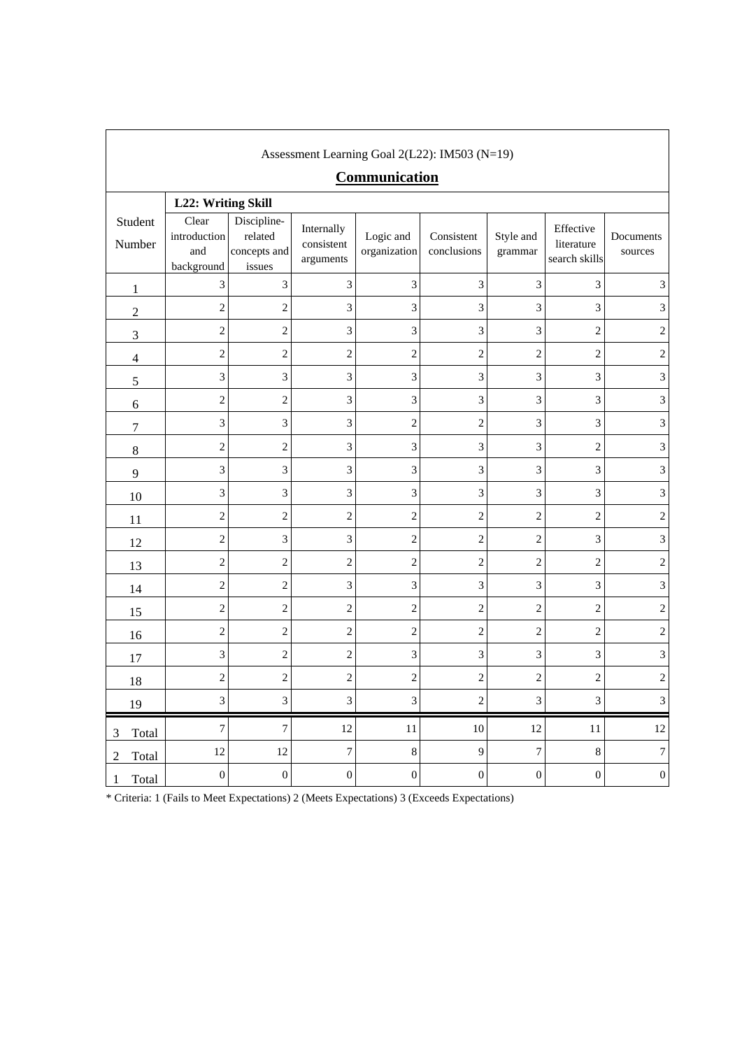Assessment Learning Goal 2(L22): IM503 (N=19)

## Communication

| Student Number | L22: Writing Skill | | | | | | | |
|---|---|---|---|---|---|---|---|---|
| | Clear introduction and background | Discipline-related concepts and issues | Internally consistent arguments | Logic and organization | Consistent conclusions | Style and grammar | Effective literature search skills | Documents sources |
| 1 | 3 | 3 | 3 | 3 | 3 | 3 | 3 | 3 |
| 2 | 2 | 2 | 3 | 3 | 3 | 3 | 3 | 3 |
| 3 | 2 | 2 | 3 | 3 | 3 | 3 | 2 | 2 |
| 4 | 2 | 2 | 2 | 2 | 2 | 2 | 2 | 2 |
| 5 | 3 | 3 | 3 | 3 | 3 | 3 | 3 | 3 |
| 6 | 2 | 2 | 3 | 3 | 3 | 3 | 3 | 3 |
| 7 | 3 | 3 | 3 | 2 | 2 | 3 | 3 | 3 |
| 8 | 2 | 2 | 3 | 3 | 3 | 3 | 2 | 3 |
| 9 | 3 | 3 | 3 | 3 | 3 | 3 | 3 | 3 |
| 10 | 3 | 3 | 3 | 3 | 3 | 3 | 3 | 3 |
| 11 | 2 | 2 | 2 | 2 | 2 | 2 | 2 | 2 |
| 12 | 2 | 3 | 3 | 2 | 2 | 2 | 3 | 3 |
| 13 | 2 | 2 | 2 | 2 | 2 | 2 | 2 | 2 |
| 14 | 2 | 2 | 3 | 3 | 3 | 3 | 3 | 3 |
| 15 | 2 | 2 | 2 | 2 | 2 | 2 | 2 | 2 |
| 16 | 2 | 2 | 2 | 2 | 2 | 2 | 2 | 2 |
| 17 | 3 | 2 | 2 | 3 | 3 | 3 | 3 | 3 |
| 18 | 2 | 2 | 2 | 2 | 2 | 2 | 2 | 2 |
| 19 | 3 | 3 | 3 | 3 | 2 | 3 | 3 | 3 |
| 3 Total | 7 | 7 | 12 | 11 | 10 | 12 | 11 | 12 |
| 2 Total | 12 | 12 | 7 | 8 | 9 | 7 | 8 | 7 |
| 1 Total | 0 | 0 | 0 | 0 | 0 | 0 | 0 | 0 |

* Criteria: 1 (Fails to Meet Expectations) 2 (Meets Expectations) 3 (Exceeds Expectations)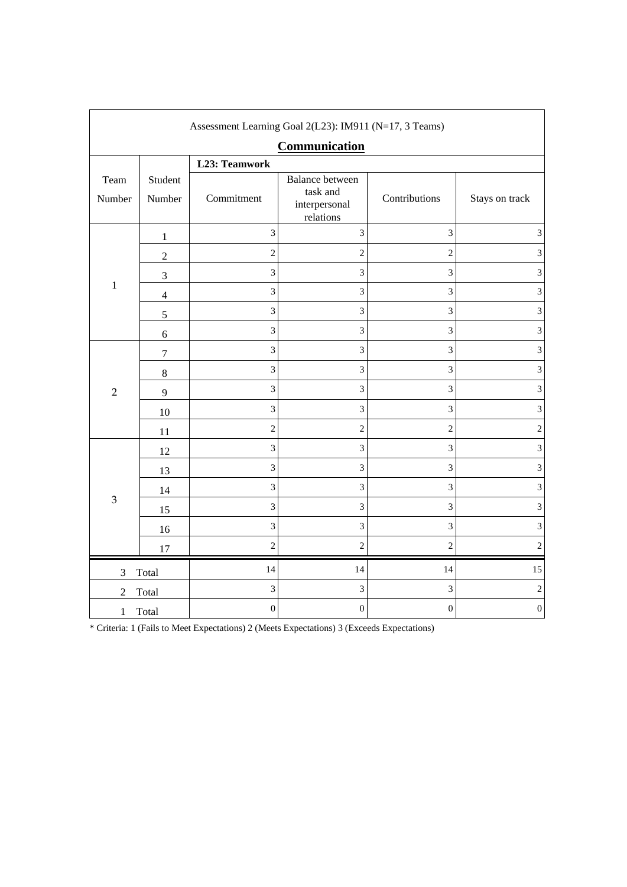| Assessment Learning Goal 2(L23): IM911 (N=17, 3 Teams) | | | | | |
|---|---|---|---|---|---|
| **Communication** | | | | | |
| Team Number | Student Number | **L23: Teamwork** | | | |
| | | Commitment | Balance between task and interpersonal relations | Contributions | Stays on track |
| 1 | 1 | 3 | 3 | 3 | 3 |
| | 2 | 2 | 2 | 2 | 3 |
| | 3 | 3 | 3 | 3 | 3 |
| | 4 | 3 | 3 | 3 | 3 |
| | 5 | 3 | 3 | 3 | 3 |
| | 6 | 3 | 3 | 3 | 3 |
| 2 | 7 | 3 | 3 | 3 | 3 |
| | 8 | 3 | 3 | 3 | 3 |
| | 9 | 3 | 3 | 3 | 3 |
| | 10 | 3 | 3 | 3 | 3 |
| | 11 | 2 | 2 | 2 | 2 |
| 3 | 12 | 3 | 3 | 3 | 3 |
| | 13 | 3 | 3 | 3 | 3 |
| | 14 | 3 | 3 | 3 | 3 |
| | 15 | 3 | 3 | 3 | 3 |
| | 16 | 3 | 3 | 3 | 3 |
| | 17 | 2 | 2 | 2 | 2 |
| 3 | Total | 14 | 14 | 14 | 15 |
| 2 | Total | 3 | 3 | 3 | 2 |
| 1 | Total | 0 | 0 | 0 | 0 |

* Criteria: 1 (Fails to Meet Expectations) 2 (Meets Expectations) 3 (Exceeds Expectations)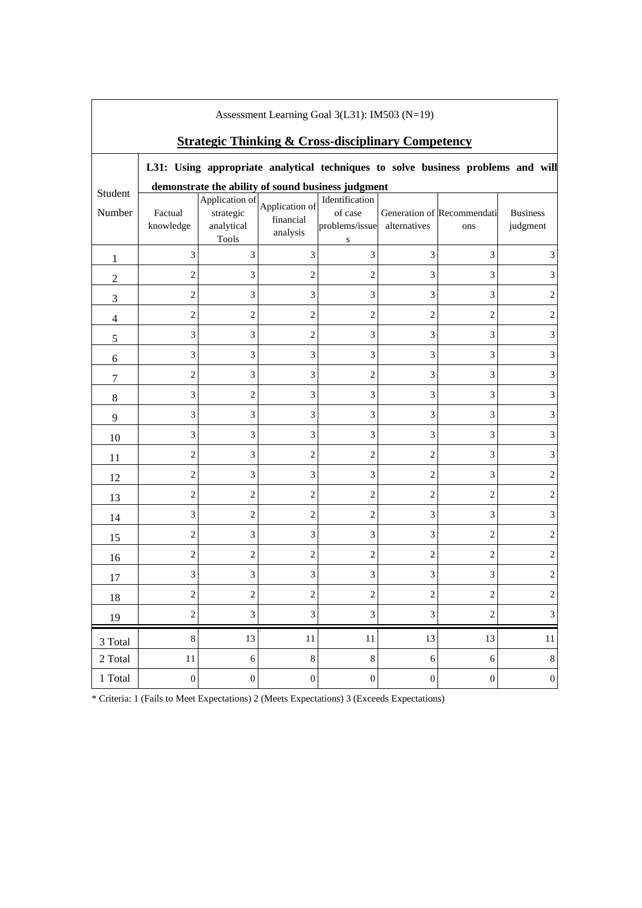Assessment Learning Goal 3(L31): IM503 (N=19)

## Strategic Thinking & Cross-disciplinary Competency

| Student Number | L31: Using appropriate analytical techniques to solve business problems and will demonstrate the ability of sound business judgment | | | | | | |
|---|---|---|---|---|---|---|---|
| | Factual knowledge | Application of strategic analytical Tools | Application of financial analysis | Identification of case problems/issues | Generation of alternatives | Recommendations | Business judgment |
| 1 | 3 | 3 | 3 | 3 | 3 | 3 | 3 |
| 2 | 2 | 3 | 2 | 2 | 3 | 3 | 3 |
| 3 | 2 | 3 | 3 | 3 | 3 | 3 | 2 |
| 4 | 2 | 2 | 2 | 2 | 2 | 2 | 2 |
| 5 | 3 | 3 | 2 | 3 | 3 | 3 | 3 |
| 6 | 3 | 3 | 3 | 3 | 3 | 3 | 3 |
| 7 | 2 | 3 | 3 | 2 | 3 | 3 | 3 |
| 8 | 3 | 2 | 3 | 3 | 3 | 3 | 3 |
| 9 | 3 | 3 | 3 | 3 | 3 | 3 | 3 |
| 10 | 3 | 3 | 3 | 3 | 3 | 3 | 3 |
| 11 | 2 | 3 | 2 | 2 | 2 | 3 | 3 |
| 12 | 2 | 3 | 3 | 3 | 2 | 3 | 2 |
| 13 | 2 | 2 | 2 | 2 | 2 | 2 | 2 |
| 14 | 3 | 2 | 2 | 2 | 3 | 3 | 3 |
| 15 | 2 | 3 | 3 | 3 | 3 | 2 | 2 |
| 16 | 2 | 2 | 2 | 2 | 2 | 2 | 2 |
| 17 | 3 | 3 | 3 | 3 | 3 | 3 | 2 |
| 18 | 2 | 2 | 2 | 2 | 2 | 2 | 2 |
| 19 | 2 | 3 | 3 | 3 | 3 | 2 | 3 |
| 3 Total | 8 | 13 | 11 | 11 | 13 | 13 | 11 |
| 2 Total | 11 | 6 | 8 | 8 | 6 | 6 | 8 |
| 1 Total | 0 | 0 | 0 | 0 | 0 | 0 | 0 |

* Criteria: 1 (Fails to Meet Expectations) 2 (Meets Expectations) 3 (Exceeds Expectations)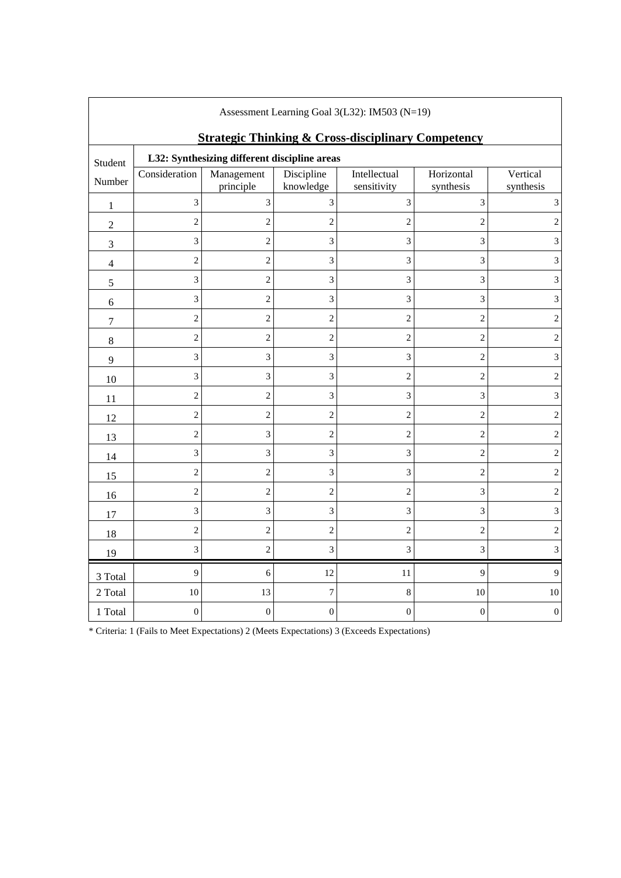Assessment Learning Goal 3(L32): IM503 (N=19)

**Strategic Thinking & Cross-disciplinary Competency**

| Student Number | **L32: Synthesizing different discipline areas** | | | | | |
|---|---|---|---|---|---|---|
| | Consideration | Management principle | Discipline knowledge | Intellectual sensitivity | Horizontal synthesis | Vertical synthesis |
| 1 | 3 | 3 | 3 | 3 | 3 | 3 |
| 2 | 2 | 2 | 2 | 2 | 2 | 2 |
| 3 | 3 | 2 | 3 | 3 | 3 | 3 |
| 4 | 2 | 2 | 3 | 3 | 3 | 3 |
| 5 | 3 | 2 | 3 | 3 | 3 | 3 |
| 6 | 3 | 2 | 3 | 3 | 3 | 3 |
| 7 | 2 | 2 | 2 | 2 | 2 | 2 |
| 8 | 2 | 2 | 2 | 2 | 2 | 2 |
| 9 | 3 | 3 | 3 | 3 | 2 | 3 |
| 10 | 3 | 3 | 3 | 2 | 2 | 2 |
| 11 | 2 | 2 | 3 | 3 | 3 | 3 |
| 12 | 2 | 2 | 2 | 2 | 2 | 2 |
| 13 | 2 | 3 | 2 | 2 | 2 | 2 |
| 14 | 3 | 3 | 3 | 3 | 2 | 2 |
| 15 | 2 | 2 | 3 | 3 | 2 | 2 |
| 16 | 2 | 2 | 2 | 2 | 3 | 2 |
| 17 | 3 | 3 | 3 | 3 | 3 | 3 |
| 18 | 2 | 2 | 2 | 2 | 2 | 2 |
| 19 | 3 | 2 | 3 | 3 | 3 | 3 |
| 3 Total | 9 | 6 | 12 | 11 | 9 | 9 |
| 2 Total | 10 | 13 | 7 | 8 | 10 | 10 |
| 1 Total | 0 | 0 | 0 | 0 | 0 | 0 |

* Criteria: 1 (Fails to Meet Expectations) 2 (Meets Expectations) 3 (Exceeds Expectations)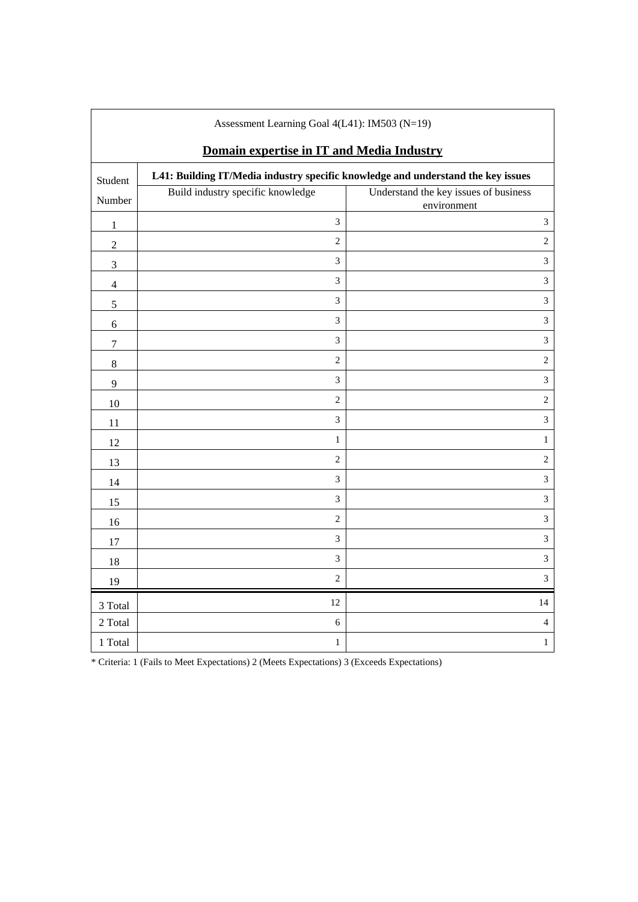| Assessment Learning Goal 4(L41): IM503 (N=19) | | |
|---|---|---|
| **Domain expertise in IT and Media Industry** | | |
| Student Number | **L41: Building IT/Media industry specific knowledge and understand the key issues** | |
| | Build industry specific knowledge | Understand the key issues of business environment |
| 1 | 3 | 3 |
| 2 | 2 | 2 |
| 3 | 3 | 3 |
| 4 | 3 | 3 |
| 5 | 3 | 3 |
| 6 | 3 | 3 |
| 7 | 3 | 3 |
| 8 | 2 | 2 |
| 9 | 3 | 3 |
| 10 | 2 | 2 |
| 11 | 3 | 3 |
| 12 | 1 | 1 |
| 13 | 2 | 2 |
| 14 | 3 | 3 |
| 15 | 3 | 3 |
| 16 | 2 | 3 |
| 17 | 3 | 3 |
| 18 | 3 | 3 |
| 19 | 2 | 3 |
| 3 Total | 12 | 14 |
| 2 Total | 6 | 4 |
| 1 Total | 1 | 1 |

* Criteria: 1 (Fails to Meet Expectations) 2 (Meets Expectations) 3 (Exceeds Expectations)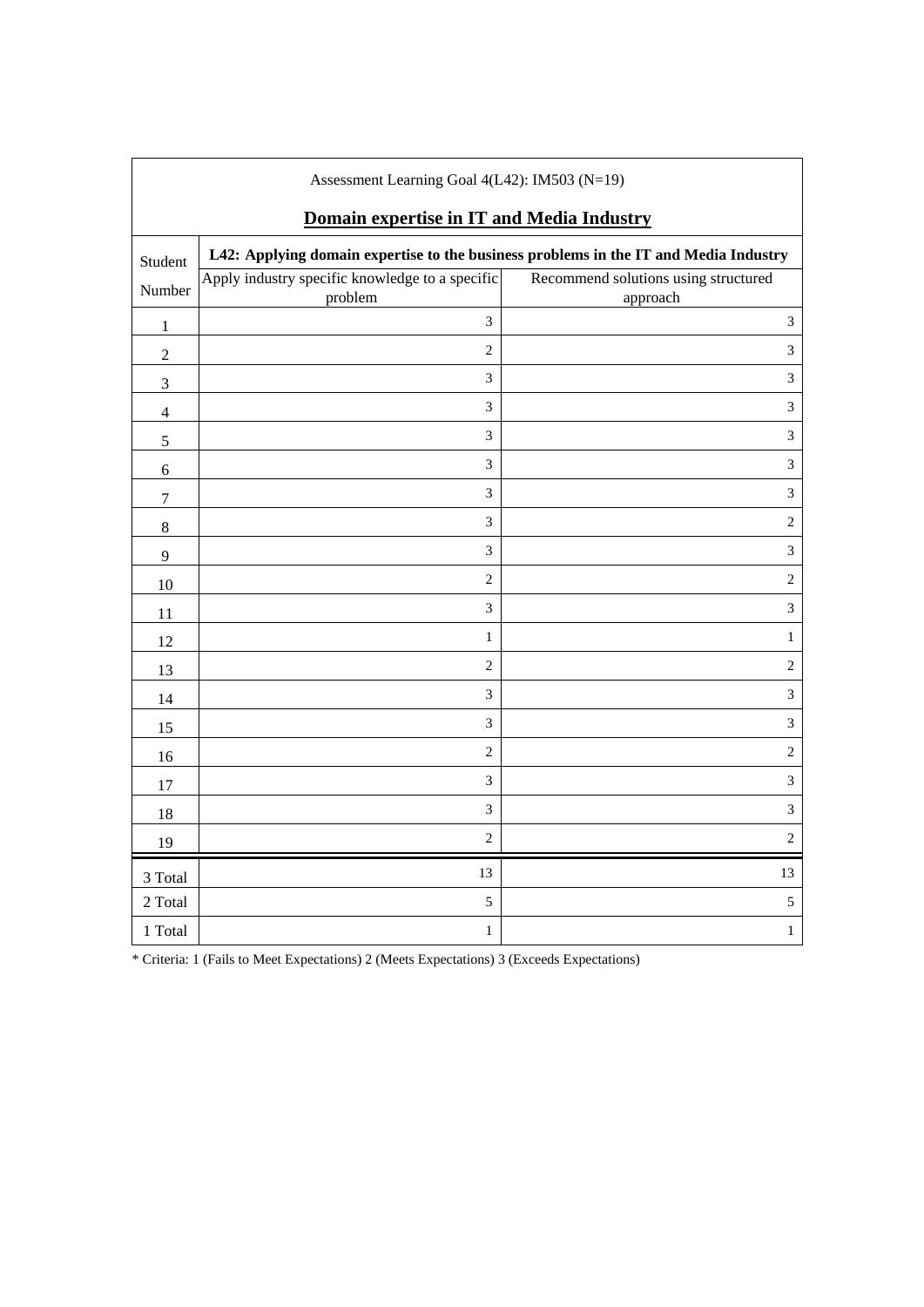Assessment Learning Goal 4(L42): IM503 (N=19)

**Domain expertise in IT and Media Industry**

| Student Number | **L42: Applying domain expertise to the business problems in the IT and Media Industry** | |
|---|---|---|
| | Apply industry specific knowledge to a specific problem | Recommend solutions using structured approach |
| 1 | 3 | 3 |
| 2 | 2 | 3 |
| 3 | 3 | 3 |
| 4 | 3 | 3 |
| 5 | 3 | 3 |
| 6 | 3 | 3 |
| 7 | 3 | 3 |
| 8 | 3 | 2 |
| 9 | 3 | 3 |
| 10 | 2 | 2 |
| 11 | 3 | 3 |
| 12 | 1 | 1 |
| 13 | 2 | 2 |
| 14 | 3 | 3 |
| 15 | 3 | 3 |
| 16 | 2 | 2 |
| 17 | 3 | 3 |
| 18 | 3 | 3 |
| 19 | 2 | 2 |
| 3 Total | 13 | 13 |
| 2 Total | 5 | 5 |
| 1 Total | 1 | 1 |

* Criteria: 1 (Fails to Meet Expectations) 2 (Meets Expectations) 3 (Exceeds Expectations)